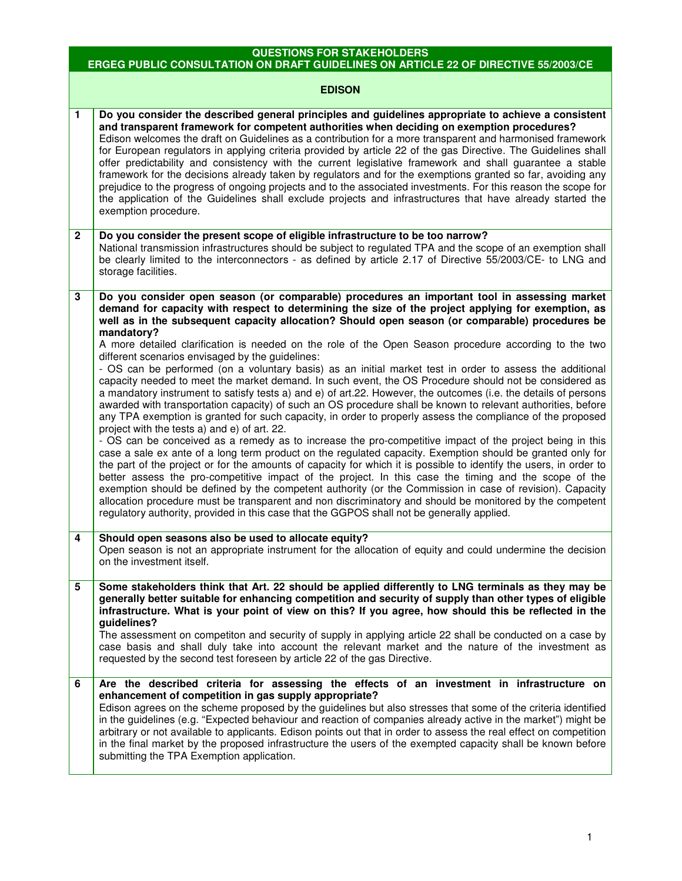# QUESTIONS FOR STAKEHOLDERS
## ERGEG PUBLIC CONSULTATION ON DRAFT GUIDELINES ON ARTICLE 22 OF DIRECTIVE 55/2003/CE

### EDISON

| | |
|---|---|
| **1** | **Do you consider the described general principles and guidelines appropriate to achieve a consistent and transparent framework for competent authorities when deciding on exemption procedures?**<br>Edison welcomes the draft on Guidelines as a contribution for a more transparent and harmonised framework for European regulators in applying criteria provided by article 22 of the gas Directive. The Guidelines shall offer predictability and consistency with the current legislative framework and shall guarantee a stable framework for the decisions already taken by regulators and for the exemptions granted so far, avoiding any prejudice to the progress of ongoing projects and to the associated investments. For this reason the scope for the application of the Guidelines shall exclude projects and infrastructures that have already started the exemption procedure. |
| **2** | **Do you consider the present scope of eligible infrastructure to be too narrow?**<br>National transmission infrastructures should be subject to regulated TPA and the scope of an exemption shall be clearly limited to the interconnectors - as defined by article 2.17 of Directive 55/2003/CE- to LNG and storage facilities. |
| **3** | **Do you consider open season (or comparable) procedures an important tool in assessing market demand for capacity with respect to determining the size of the project applying for exemption, as well as in the subsequent capacity allocation? Should open season (or comparable) procedures be mandatory?**<br>A more detailed clarification is needed on the role of the Open Season procedure according to the two different scenarios envisaged by the guidelines:<br>- OS can be performed (on a voluntary basis) as an initial market test in order to assess the additional capacity needed to meet the market demand. In such event, the OS Procedure should not be considered as a mandatory instrument to satisfy tests a) and e) of art.22. However, the outcomes (i.e. the details of persons awarded with transportation capacity) of such an OS procedure shall be known to relevant authorities, before any TPA exemption is granted for such capacity, in order to properly assess the compliance of the proposed project with the tests a) and e) of art. 22.<br>- OS can be conceived as a remedy as to increase the pro-competitive impact of the project being in this case a sale ex ante of a long term product on the regulated capacity. Exemption should be granted only for the part of the project or for the amounts of capacity for which it is possible to identify the users, in order to better assess the pro-competitive impact of the project. In this case the timing and the scope of the exemption should be defined by the competent authority (or the Commission in case of revision). Capacity allocation procedure must be transparent and non discriminatory and should be monitored by the competent regulatory authority, provided in this case that the GGPOS shall not be generally applied. |
| **4** | **Should open seasons also be used to allocate equity?**<br>Open season is not an appropriate instrument for the allocation of equity and could undermine the decision on the investment itself. |
| **5** | **Some stakeholders think that Art. 22 should be applied differently to LNG terminals as they may be generally better suitable for enhancing competition and security of supply than other types of eligible infrastructure. What is your point of view on this? If you agree, how should this be reflected in the guidelines?**<br>The assessment on competiton and security of supply in applying article 22 shall be conducted on a case by case basis and shall duly take into account the relevant market and the nature of the investment as requested by the second test foreseen by article 22 of the gas Directive. |
| **6** | **Are the described criteria for assessing the effects of an investment in infrastructure on enhancement of competition in gas supply appropriate?**<br>Edison agrees on the scheme proposed by the guidelines but also stresses that some of the criteria identified in the guidelines (e.g. "Expected behaviour and reaction of companies already active in the market") might be arbitrary or not available to applicants. Edison points out that in order to assess the real effect on competition in the final market by the proposed infrastructure the users of the exempted capacity shall be known before submitting the TPA Exemption application. |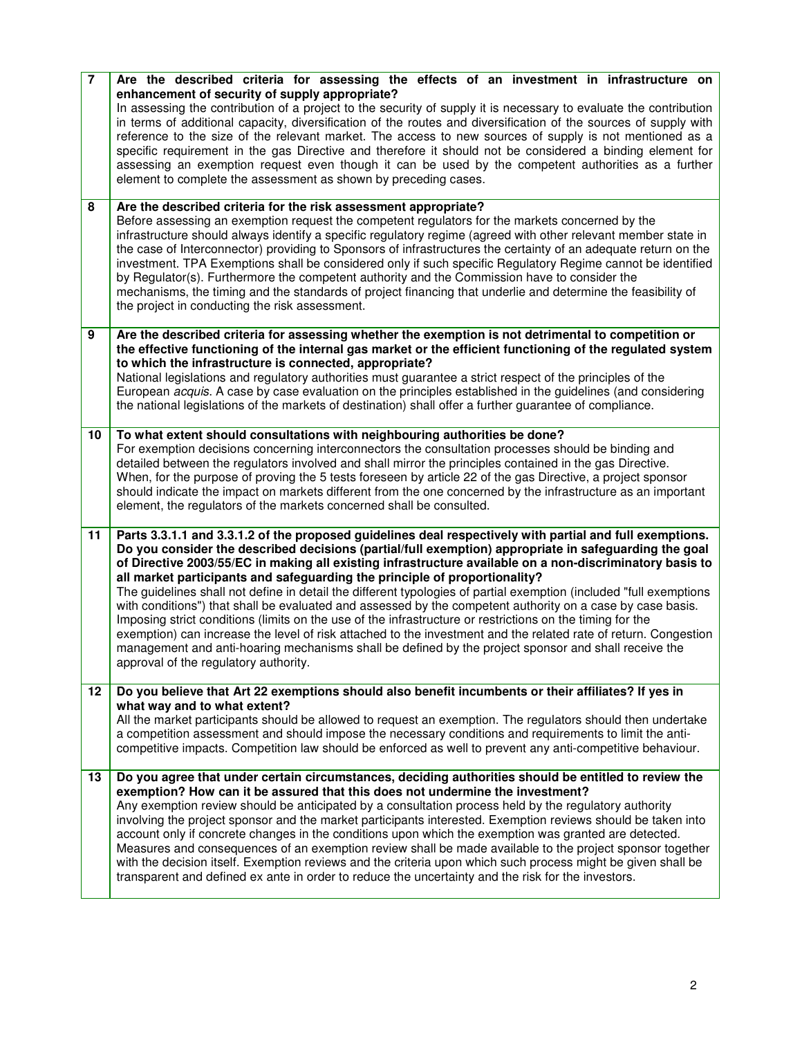| | |
|---|---|
| 7 | **Are the described criteria for assessing the effects of an investment in infrastructure on enhancement of security of supply appropriate?**<br>In assessing the contribution of a project to the security of supply it is necessary to evaluate the contribution in terms of additional capacity, diversification of the routes and diversification of the sources of supply with reference to the size of the relevant market. The access to new sources of supply is not mentioned as a specific requirement in the gas Directive and therefore it should not be considered a binding element for assessing an exemption request even though it can be used by the competent authorities as a further element to complete the assessment as shown by preceding cases. |
| 8 | **Are the described criteria for the risk assessment appropriate?**<br>Before assessing an exemption request the competent regulators for the markets concerned by the infrastructure should always identify a specific regulatory regime (agreed with other relevant member state in the case of Interconnector) providing to Sponsors of infrastructures the certainty of an adequate return on the investment. TPA Exemptions shall be considered only if such specific Regulatory Regime cannot be identified by Regulator(s). Furthermore the competent authority and the Commission have to consider the mechanisms, the timing and the standards of project financing that underlie and determine the feasibility of the project in conducting the risk assessment. |
| 9 | **Are the described criteria for assessing whether the exemption is not detrimental to competition or the effective functioning of the internal gas market or the efficient functioning of the regulated system to which the infrastructure is connected, appropriate?**<br>National legislations and regulatory authorities must guarantee a strict respect of the principles of the European *acquis*. A case by case evaluation on the principles established in the guidelines (and considering the national legislations of the markets of destination) shall offer a further guarantee of compliance. |
| 10 | **To what extent should consultations with neighbouring authorities be done?**<br>For exemption decisions concerning interconnectors the consultation processes should be binding and detailed between the regulators involved and shall mirror the principles contained in the gas Directive.<br>When, for the purpose of proving the 5 tests foreseen by article 22 of the gas Directive, a project sponsor should indicate the impact on markets different from the one concerned by the infrastructure as an important element, the regulators of the markets concerned shall be consulted. |
| 11 | **Parts 3.3.1.1 and 3.3.1.2 of the proposed guidelines deal respectively with partial and full exemptions. Do you consider the described decisions (partial/full exemption) appropriate in safeguarding the goal of Directive 2003/55/EC in making all existing infrastructure available on a non-discriminatory basis to all market participants and safeguarding the principle of proportionality?**<br>The guidelines shall not define in detail the different typologies of partial exemption (included "full exemptions with conditions") that shall be evaluated and assessed by the competent authority on a case by case basis. Imposing strict conditions (limits on the use of the infrastructure or restrictions on the timing for the exemption) can increase the level of risk attached to the investment and the related rate of return. Congestion management and anti-hoaring mechanisms shall be defined by the project sponsor and shall receive the approval of the regulatory authority. |
| 12 | **Do you believe that Art 22 exemptions should also benefit incumbents or their affiliates? If yes in what way and to what extent?**<br>All the market participants should be allowed to request an exemption. The regulators should then undertake a competition assessment and should impose the necessary conditions and requirements to limit the anti-competitive impacts. Competition law should be enforced as well to prevent any anti-competitive behaviour. |
| 13 | **Do you agree that under certain circumstances, deciding authorities should be entitled to review the exemption? How can it be assured that this does not undermine the investment?**<br>Any exemption review should be anticipated by a consultation process held by the regulatory authority involving the project sponsor and the market participants interested. Exemption reviews should be taken into account only if concrete changes in the conditions upon which the exemption was granted are detected. Measures and consequences of an exemption review shall be made available to the project sponsor together with the decision itself. Exemption reviews and the criteria upon which such process might be given shall be transparent and defined ex ante in order to reduce the uncertainty and the risk for the investors. |